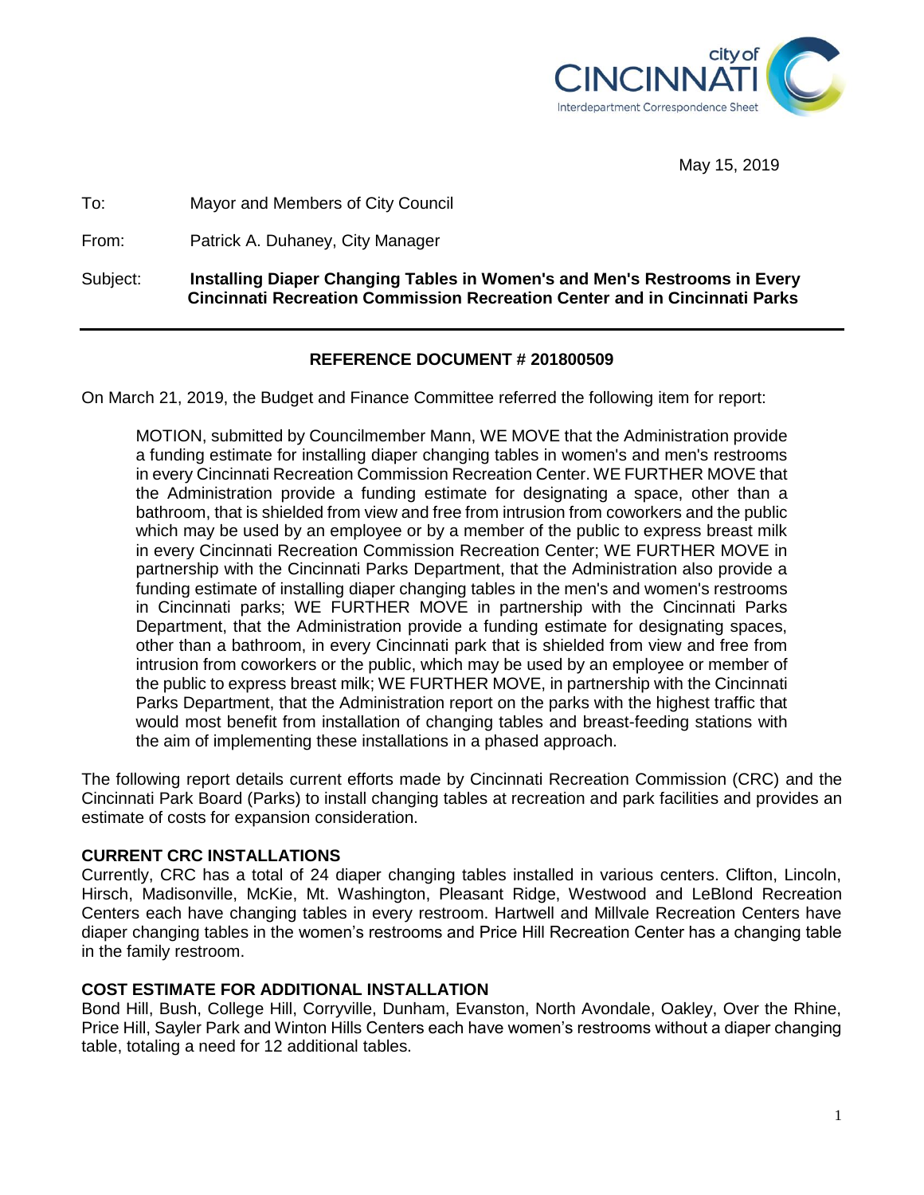city of CINCINNATI
Interdepartment Correspondence Sheet

May 15, 2019

To: Mayor and Members of City Council

From: Patrick A. Duhaney, City Manager

Subject: **Installing Diaper Changing Tables in Women's and Men's Restrooms in Every Cincinnati Recreation Commission Recreation Center and in Cincinnati Parks**

---

**REFERENCE DOCUMENT # 201800509**

On March 21, 2019, the Budget and Finance Committee referred the following item for report:

> MOTION, submitted by Councilmember Mann, WE MOVE that the Administration provide a funding estimate for installing diaper changing tables in women's and men's restrooms in every Cincinnati Recreation Commission Recreation Center. WE FURTHER MOVE that the Administration provide a funding estimate for designating a space, other than a bathroom, that is shielded from view and free from intrusion from coworkers and the public which may be used by an employee or by a member of the public to express breast milk in every Cincinnati Recreation Commission Recreation Center; WE FURTHER MOVE in partnership with the Cincinnati Parks Department, that the Administration also provide a funding estimate of installing diaper changing tables in the men's and women's restrooms in Cincinnati parks; WE FURTHER MOVE in partnership with the Cincinnati Parks Department, that the Administration provide a funding estimate for designating spaces, other than a bathroom, in every Cincinnati park that is shielded from view and free from intrusion from coworkers or the public, which may be used by an employee or member of the public to express breast milk; WE FURTHER MOVE, in partnership with the Cincinnati Parks Department, that the Administration report on the parks with the highest traffic that would most benefit from installation of changing tables and breast-feeding stations with the aim of implementing these installations in a phased approach.

The following report details current efforts made by Cincinnati Recreation Commission (CRC) and the Cincinnati Park Board (Parks) to install changing tables at recreation and park facilities and provides an estimate of costs for expansion consideration.

**CURRENT CRC INSTALLATIONS**

Currently, CRC has a total of 24 diaper changing tables installed in various centers. Clifton, Lincoln, Hirsch, Madisonville, McKie, Mt. Washington, Pleasant Ridge, Westwood and LeBlond Recreation Centers each have changing tables in every restroom. Hartwell and Millvale Recreation Centers have diaper changing tables in the women's restrooms and Price Hill Recreation Center has a changing table in the family restroom.

**COST ESTIMATE FOR ADDITIONAL INSTALLATION**

Bond Hill, Bush, College Hill, Corryville, Dunham, Evanston, North Avondale, Oakley, Over the Rhine, Price Hill, Sayler Park and Winton Hills Centers each have women's restrooms without a diaper changing table, totaling a need for 12 additional tables.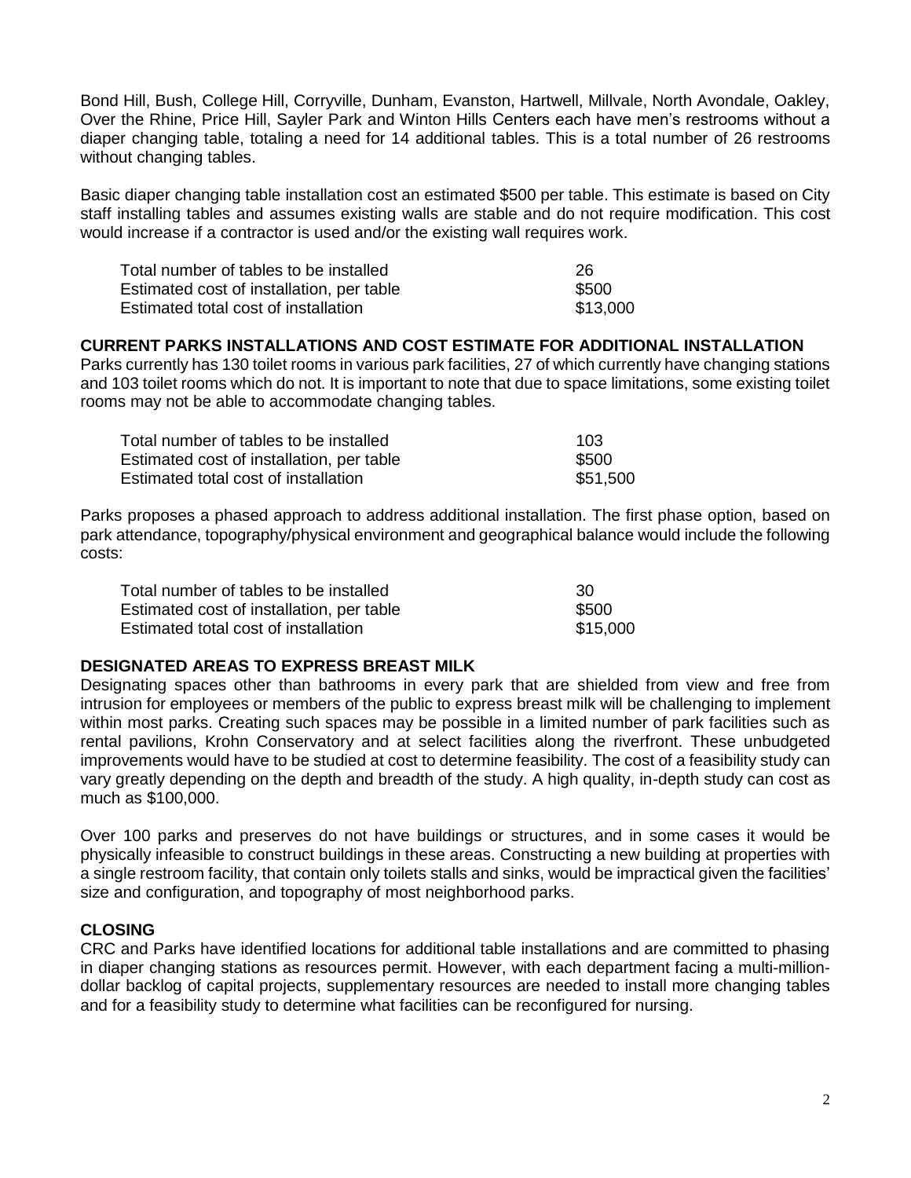Bond Hill, Bush, College Hill, Corryville, Dunham, Evanston, Hartwell, Millvale, North Avondale, Oakley, Over the Rhine, Price Hill, Sayler Park and Winton Hills Centers each have men's restrooms without a diaper changing table, totaling a need for 14 additional tables. This is a total number of 26 restrooms without changing tables.

Basic diaper changing table installation cost an estimated $500 per table. This estimate is based on City staff installing tables and assumes existing walls are stable and do not require modification. This cost would increase if a contractor is used and/or the existing wall requires work.

| | |
|---|---|
| Total number of tables to be installed | 26 |
| Estimated cost of installation, per table | $500 |
| Estimated total cost of installation | $13,000 |

## CURRENT PARKS INSTALLATIONS AND COST ESTIMATE FOR ADDITIONAL INSTALLATION

Parks currently has 130 toilet rooms in various park facilities, 27 of which currently have changing stations and 103 toilet rooms which do not. It is important to note that due to space limitations, some existing toilet rooms may not be able to accommodate changing tables.

| | |
|---|---|
| Total number of tables to be installed | 103 |
| Estimated cost of installation, per table | $500 |
| Estimated total cost of installation | $51,500 |

Parks proposes a phased approach to address additional installation. The first phase option, based on park attendance, topography/physical environment and geographical balance would include the following costs:

| | |
|---|---|
| Total number of tables to be installed | 30 |
| Estimated cost of installation, per table | $500 |
| Estimated total cost of installation | $15,000 |

## DESIGNATED AREAS TO EXPRESS BREAST MILK

Designating spaces other than bathrooms in every park that are shielded from view and free from intrusion for employees or members of the public to express breast milk will be challenging to implement within most parks. Creating such spaces may be possible in a limited number of park facilities such as rental pavilions, Krohn Conservatory and at select facilities along the riverfront. These unbudgeted improvements would have to be studied at cost to determine feasibility. The cost of a feasibility study can vary greatly depending on the depth and breadth of the study. A high quality, in-depth study can cost as much as $100,000.

Over 100 parks and preserves do not have buildings or structures, and in some cases it would be physically infeasible to construct buildings in these areas. Constructing a new building at properties with a single restroom facility, that contain only toilets stalls and sinks, would be impractical given the facilities' size and configuration, and topography of most neighborhood parks.

## CLOSING

CRC and Parks have identified locations for additional table installations and are committed to phasing in diaper changing stations as resources permit. However, with each department facing a multi-million-dollar backlog of capital projects, supplementary resources are needed to install more changing tables and for a feasibility study to determine what facilities can be reconfigured for nursing.